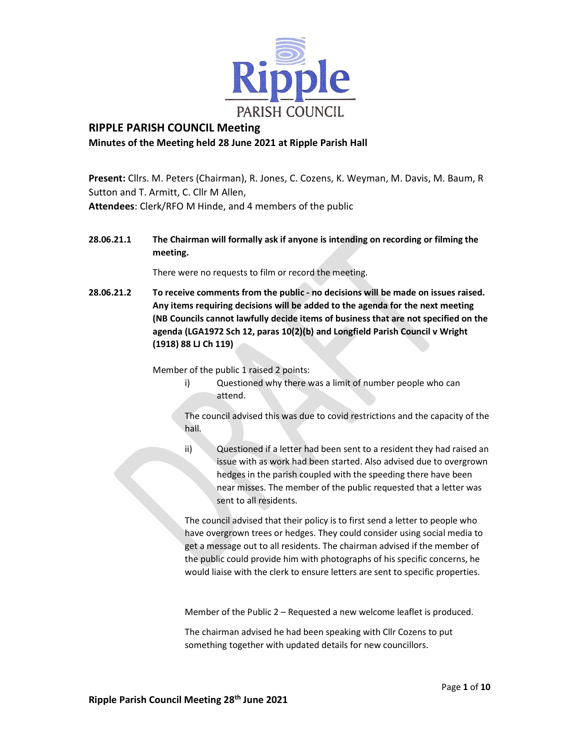Ripple
PARISH COUNCIL

# RIPPLE PARISH COUNCIL Meeting

**Minutes of the Meeting held 28 June 2021 at Ripple Parish Hall**

**Present:** Cllrs. M. Peters (Chairman), R. Jones, C. Cozens, K. Weyman, M. Davis, M. Baum, R Sutton and T. Armitt, C. Cllr M Allen,
**Attendees**: Clerk/RFO M Hinde, and 4 members of the public

**28.06.21.1 The Chairman will formally ask if anyone is intending on recording or filming the meeting.**

There were no requests to film or record the meeting.

**28.06.21.2 To receive comments from the public - no decisions will be made on issues raised. Any items requiring decisions will be added to the agenda for the next meeting (NB Councils cannot lawfully decide items of business that are not specified on the agenda (LGA1972 Sch 12, paras 10(2)(b) and Longfield Parish Council v Wright (1918) 88 LJ Ch 119)**

Member of the public 1 raised 2 points:

i) Questioned why there was a limit of number people who can attend.

The council advised this was due to covid restrictions and the capacity of the hall.

ii) Questioned if a letter had been sent to a resident they had raised an issue with as work had been started. Also advised due to overgrown hedges in the parish coupled with the speeding there have been near misses. The member of the public requested that a letter was sent to all residents.

The council advised that their policy is to first send a letter to people who have overgrown trees or hedges. They could consider using social media to get a message out to all residents. The chairman advised if the member of the public could provide him with photographs of his specific concerns, he would liaise with the clerk to ensure letters are sent to specific properties.

Member of the Public 2 – Requested a new welcome leaflet is produced.

The chairman advised he had been speaking with Cllr Cozens to put something together with updated details for new councillors.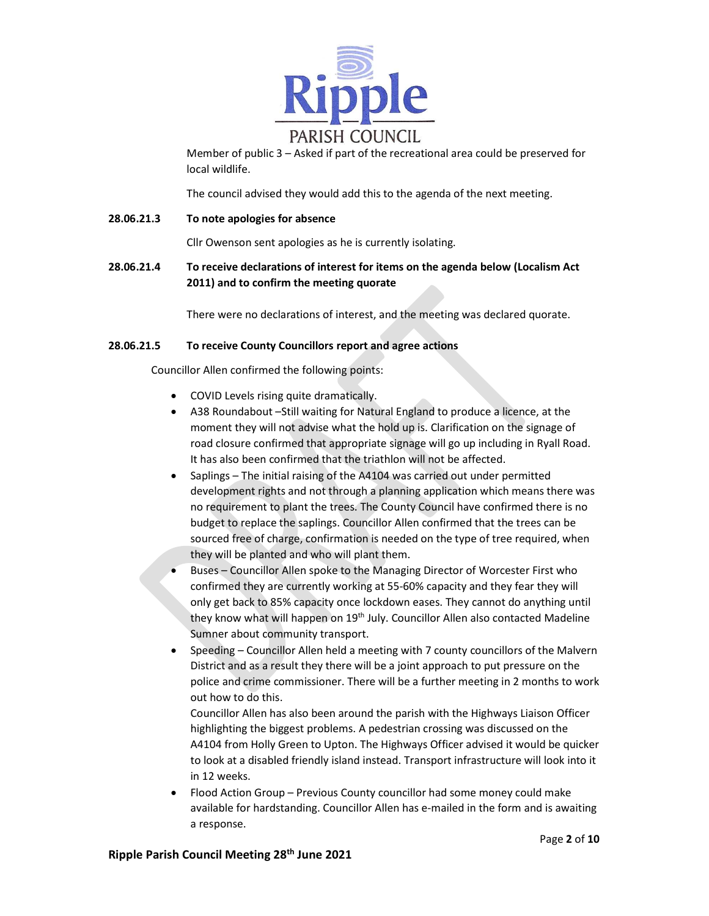Member of public 3 – Asked if part of the recreational area could be preserved for local wildlife.

The council advised they would add this to the agenda of the next meeting.

**28.06.21.3 To note apologies for absence**

Cllr Owenson sent apologies as he is currently isolating.

**28.06.21.4 To receive declarations of interest for items on the agenda below (Localism Act 2011) and to confirm the meeting quorate**

There were no declarations of interest, and the meeting was declared quorate.

**28.06.21.5 To receive County Councillors report and agree actions**

Councillor Allen confirmed the following points:

- COVID Levels rising quite dramatically.
- A38 Roundabout –Still waiting for Natural England to produce a licence, at the moment they will not advise what the hold up is. Clarification on the signage of road closure confirmed that appropriate signage will go up including in Ryall Road. It has also been confirmed that the triathlon will not be affected.
- Saplings – The initial raising of the A4104 was carried out under permitted development rights and not through a planning application which means there was no requirement to plant the trees. The County Council have confirmed there is no budget to replace the saplings. Councillor Allen confirmed that the trees can be sourced free of charge, confirmation is needed on the type of tree required, when they will be planted and who will plant them.
- Buses – Councillor Allen spoke to the Managing Director of Worcester First who confirmed they are currently working at 55-60% capacity and they fear they will only get back to 85% capacity once lockdown eases. They cannot do anything until they know what will happen on 19th July. Councillor Allen also contacted Madeline Sumner about community transport.
- Speeding – Councillor Allen held a meeting with 7 county councillors of the Malvern District and as a result they there will be a joint approach to put pressure on the police and crime commissioner. There will be a further meeting in 2 months to work out how to do this.

  Councillor Allen has also been around the parish with the Highways Liaison Officer highlighting the biggest problems. A pedestrian crossing was discussed on the A4104 from Holly Green to Upton. The Highways Officer advised it would be quicker to look at a disabled friendly island instead. Transport infrastructure will look into it in 12 weeks.
- Flood Action Group – Previous County councillor had some money could make available for hardstanding. Councillor Allen has e-mailed in the form and is awaiting a response.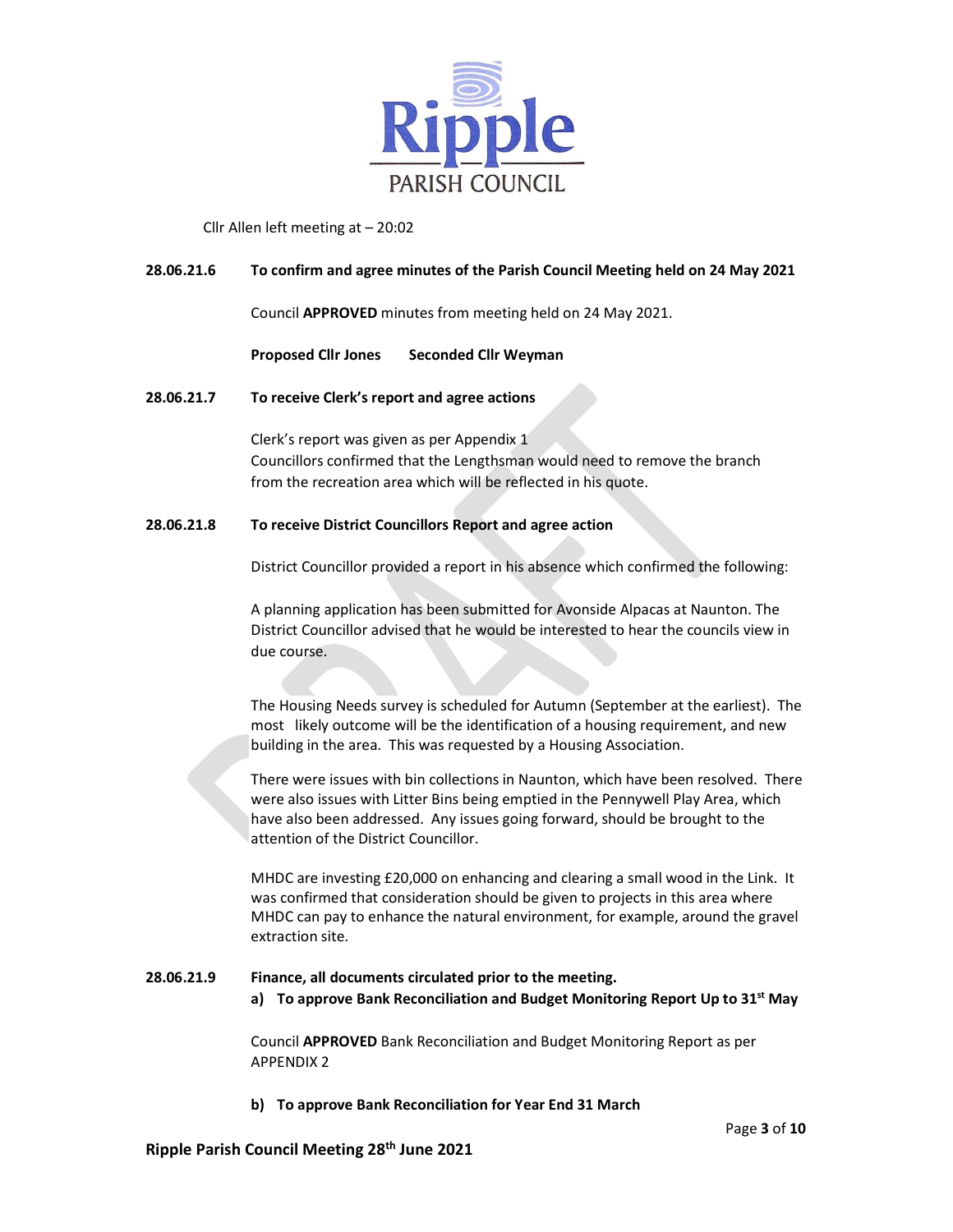Cllr Allen left meeting at – 20:02

**28.06.21.6 To confirm and agree minutes of the Parish Council Meeting held on 24 May 2021**

Council **APPROVED** minutes from meeting held on 24 May 2021.

**Proposed Cllr Jones Seconded Cllr Weyman**

**28.06.21.7 To receive Clerk's report and agree actions**

Clerk's report was given as per Appendix 1
Councillors confirmed that the Lengthsman would need to remove the branch from the recreation area which will be reflected in his quote.

**28.06.21.8 To receive District Councillors Report and agree action**

District Councillor provided a report in his absence which confirmed the following:

A planning application has been submitted for Avonside Alpacas at Naunton. The District Councillor advised that he would be interested to hear the councils view in due course.

The Housing Needs survey is scheduled for Autumn (September at the earliest). The most likely outcome will be the identification of a housing requirement, and new building in the area. This was requested by a Housing Association.

There were issues with bin collections in Naunton, which have been resolved. There were also issues with Litter Bins being emptied in the Pennywell Play Area, which have also been addressed. Any issues going forward, should be brought to the attention of the District Councillor.

MHDC are investing £20,000 on enhancing and clearing a small wood in the Link. It was confirmed that consideration should be given to projects in this area where MHDC can pay to enhance the natural environment, for example, around the gravel extraction site.

**28.06.21.9 Finance, all documents circulated prior to the meeting.**

**a) To approve Bank Reconciliation and Budget Monitoring Report Up to 31st May**

Council **APPROVED** Bank Reconciliation and Budget Monitoring Report as per APPENDIX 2

**b) To approve Bank Reconciliation for Year End 31 March**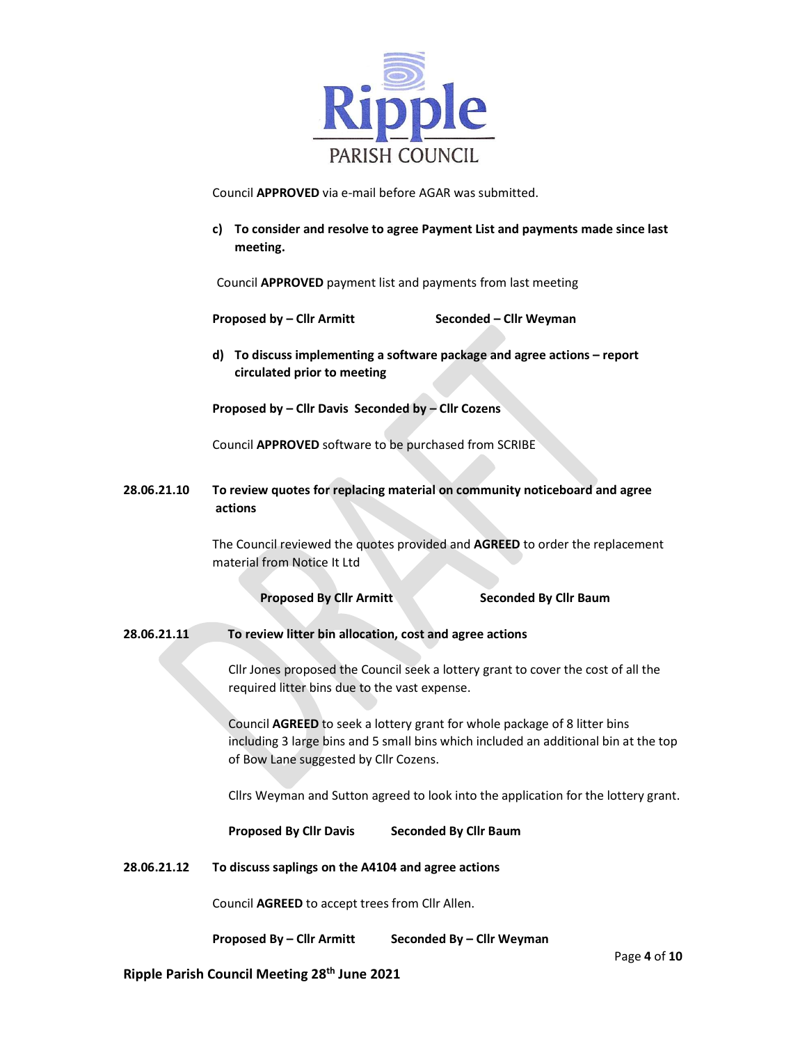Council **APPROVED** via e-mail before AGAR was submitted.

**c) To consider and resolve to agree Payment List and payments made since last meeting.**

Council **APPROVED** payment list and payments from last meeting

**Proposed by – Cllr Armitt Seconded – Cllr Weyman**

**d) To discuss implementing a software package and agree actions – report circulated prior to meeting**

**Proposed by – Cllr Davis Seconded by – Cllr Cozens**

Council **APPROVED** software to be purchased from SCRIBE

**28.06.21.10 To review quotes for replacing material on community noticeboard and agree actions**

The Council reviewed the quotes provided and **AGREED** to order the replacement material from Notice It Ltd

**Proposed By Cllr Armitt Seconded By Cllr Baum**

**28.06.21.11 To review litter bin allocation, cost and agree actions**

Cllr Jones proposed the Council seek a lottery grant to cover the cost of all the required litter bins due to the vast expense.

Council **AGREED** to seek a lottery grant for whole package of 8 litter bins including 3 large bins and 5 small bins which included an additional bin at the top of Bow Lane suggested by Cllr Cozens.

Cllrs Weyman and Sutton agreed to look into the application for the lottery grant.

**Proposed By Cllr Davis Seconded By Cllr Baum**

**28.06.21.12 To discuss saplings on the A4104 and agree actions**

Council **AGREED** to accept trees from Cllr Allen.

**Proposed By – Cllr Armitt Seconded By – Cllr Weyman**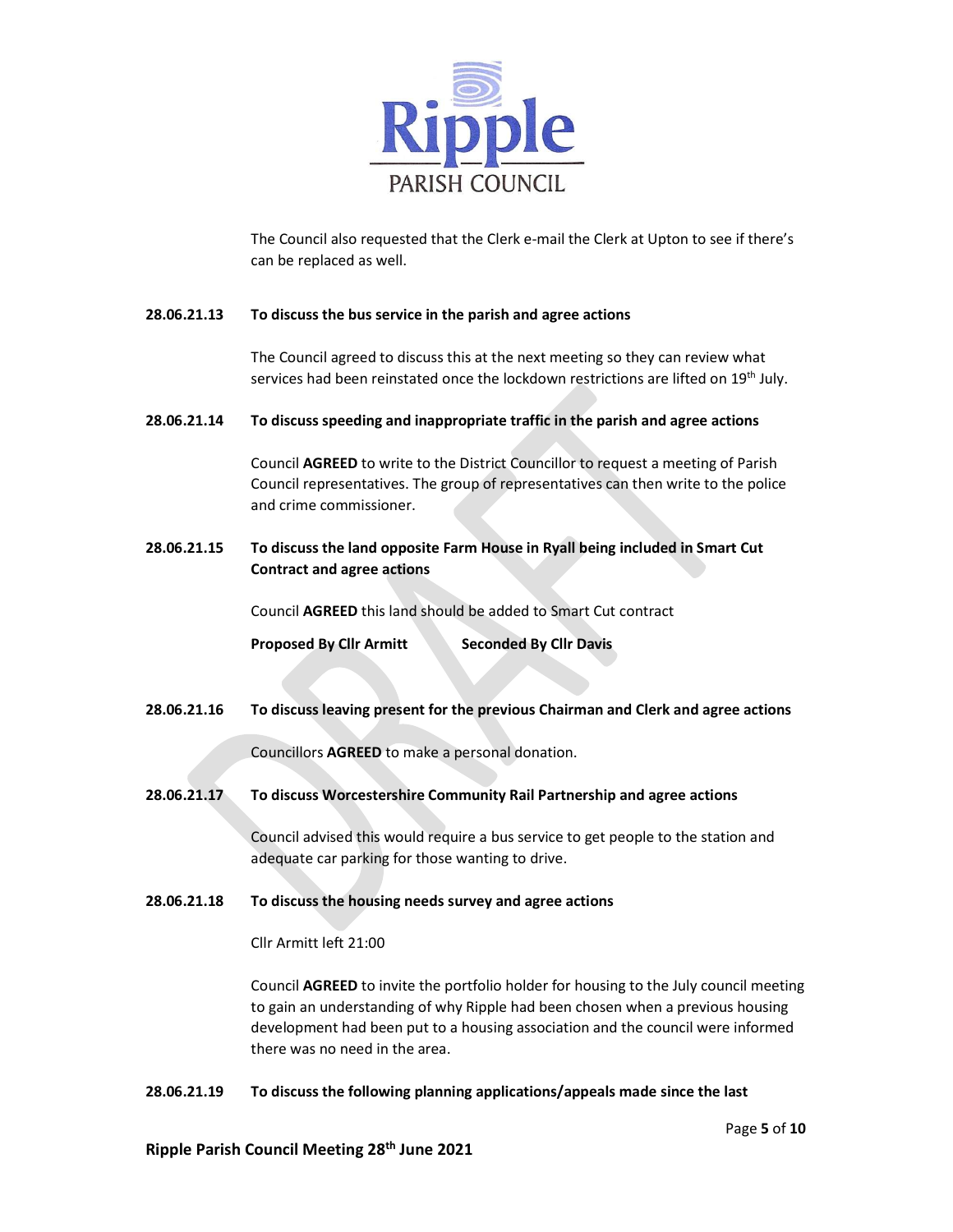The Council also requested that the Clerk e-mail the Clerk at Upton to see if there's can be replaced as well.

**28.06.21.13 To discuss the bus service in the parish and agree actions**

The Council agreed to discuss this at the next meeting so they can review what services had been reinstated once the lockdown restrictions are lifted on 19th July.

**28.06.21.14 To discuss speeding and inappropriate traffic in the parish and agree actions**

Council **AGREED** to write to the District Councillor to request a meeting of Parish Council representatives. The group of representatives can then write to the police and crime commissioner.

**28.06.21.15 To discuss the land opposite Farm House in Ryall being included in Smart Cut Contract and agree actions**

Council **AGREED** this land should be added to Smart Cut contract

**Proposed By Cllr Armitt** **Seconded By Cllr Davis**

**28.06.21.16 To discuss leaving present for the previous Chairman and Clerk and agree actions**

Councillors **AGREED** to make a personal donation.

**28.06.21.17 To discuss Worcestershire Community Rail Partnership and agree actions**

Council advised this would require a bus service to get people to the station and adequate car parking for those wanting to drive.

**28.06.21.18 To discuss the housing needs survey and agree actions**

Cllr Armitt left 21:00

Council **AGREED** to invite the portfolio holder for housing to the July council meeting to gain an understanding of why Ripple had been chosen when a previous housing development had been put to a housing association and the council were informed there was no need in the area.

**28.06.21.19 To discuss the following planning applications/appeals made since the last**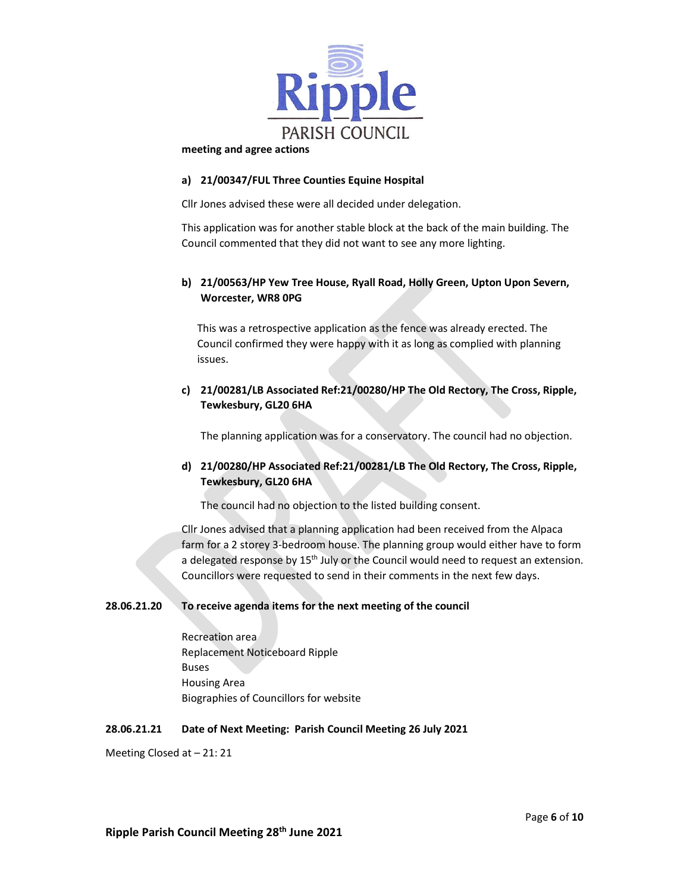**meeting and agree actions**

**a) 21/00347/FUL Three Counties Equine Hospital**

Cllr Jones advised these were all decided under delegation.

This application was for another stable block at the back of the main building. The Council commented that they did not want to see any more lighting.

**b) 21/00563/HP Yew Tree House, Ryall Road, Holly Green, Upton Upon Severn, Worcester, WR8 0PG**

This was a retrospective application as the fence was already erected. The Council confirmed they were happy with it as long as complied with planning issues.

**c) 21/00281/LB Associated Ref:21/00280/HP The Old Rectory, The Cross, Ripple, Tewkesbury, GL20 6HA**

The planning application was for a conservatory. The council had no objection.

**d) 21/00280/HP Associated Ref:21/00281/LB The Old Rectory, The Cross, Ripple, Tewkesbury, GL20 6HA**

The council had no objection to the listed building consent.

Cllr Jones advised that a planning application had been received from the Alpaca farm for a 2 storey 3-bedroom house. The planning group would either have to form a delegated response by 15th July or the Council would need to request an extension. Councillors were requested to send in their comments in the next few days.

**28.06.21.20 To receive agenda items for the next meeting of the council**

Recreation area
Replacement Noticeboard Ripple
Buses
Housing Area
Biographies of Councillors for website

**28.06.21.21 Date of Next Meeting: Parish Council Meeting 26 July 2021**

Meeting Closed at – 21: 21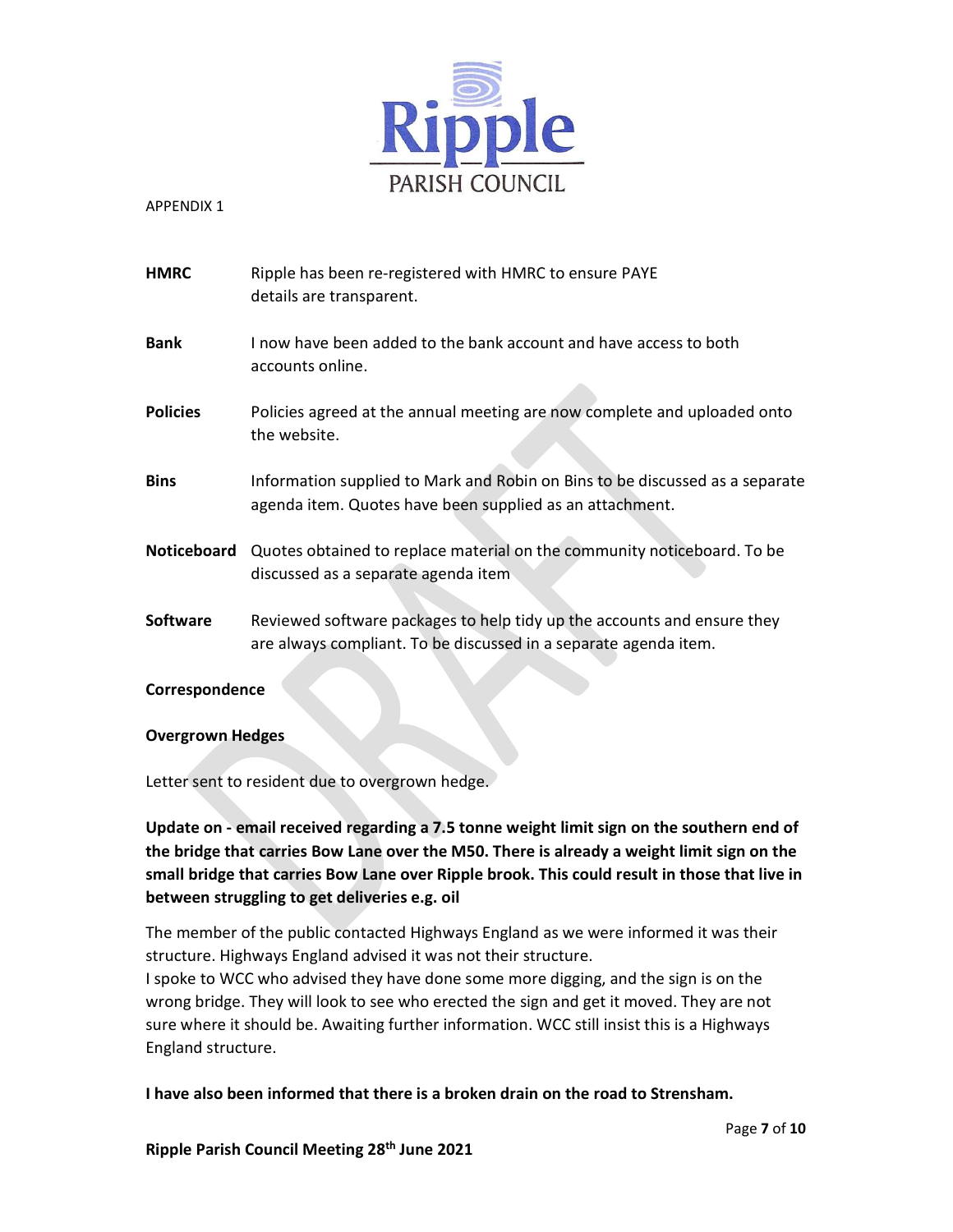APPENDIX 1

| | |
|---|---|
| **HMRC** | Ripple has been re-registered with HMRC to ensure PAYE details are transparent. |
| **Bank** | I now have been added to the bank account and have access to both accounts online. |
| **Policies** | Policies agreed at the annual meeting are now complete and uploaded onto the website. |
| **Bins** | Information supplied to Mark and Robin on Bins to be discussed as a separate agenda item. Quotes have been supplied as an attachment. |
| **Noticeboard** | Quotes obtained to replace material on the community noticeboard. To be discussed as a separate agenda item |
| **Software** | Reviewed software packages to help tidy up the accounts and ensure they are always compliant. To be discussed in a separate agenda item. |

**Correspondence**

**Overgrown Hedges**

Letter sent to resident due to overgrown hedge.

**Update on - email received regarding a 7.5 tonne weight limit sign on the southern end of the bridge that carries Bow Lane over the M50. There is already a weight limit sign on the small bridge that carries Bow Lane over Ripple brook. This could result in those that live in between struggling to get deliveries e.g. oil**

The member of the public contacted Highways England as we were informed it was their structure. Highways England advised it was not their structure.
I spoke to WCC who advised they have done some more digging, and the sign is on the wrong bridge. They will look to see who erected the sign and get it moved. They are not sure where it should be. Awaiting further information. WCC still insist this is a Highways England structure.

**I have also been informed that there is a broken drain on the road to Strensham.**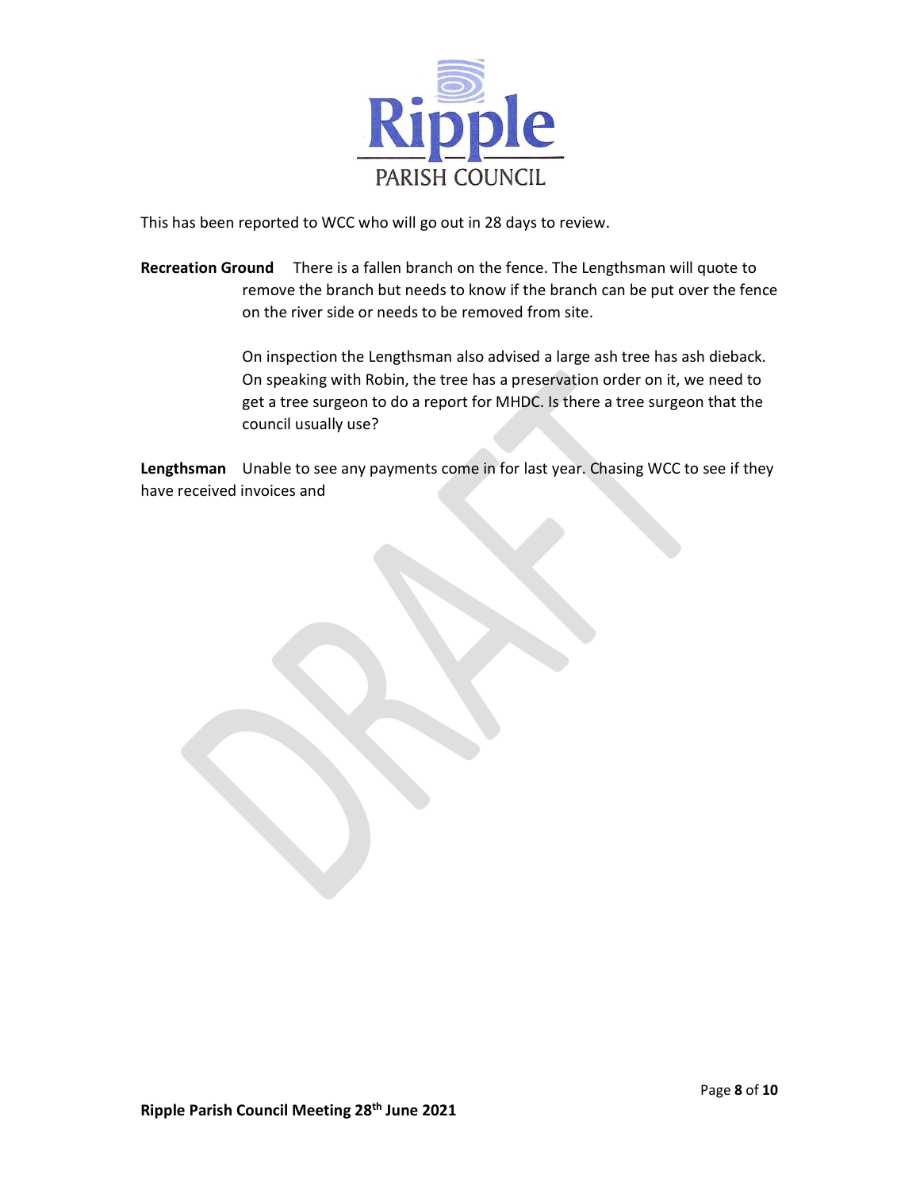This has been reported to WCC who will go out in 28 days to review.

**Recreation Ground** There is a fallen branch on the fence. The Lengthsman will quote to remove the branch but needs to know if the branch can be put over the fence on the river side or needs to be removed from site.

On inspection the Lengthsman also advised a large ash tree has ash dieback. On speaking with Robin, the tree has a preservation order on it, we need to get a tree surgeon to do a report for MHDC. Is there a tree surgeon that the council usually use?

**Lengthsman** Unable to see any payments come in for last year. Chasing WCC to see if they have received invoices and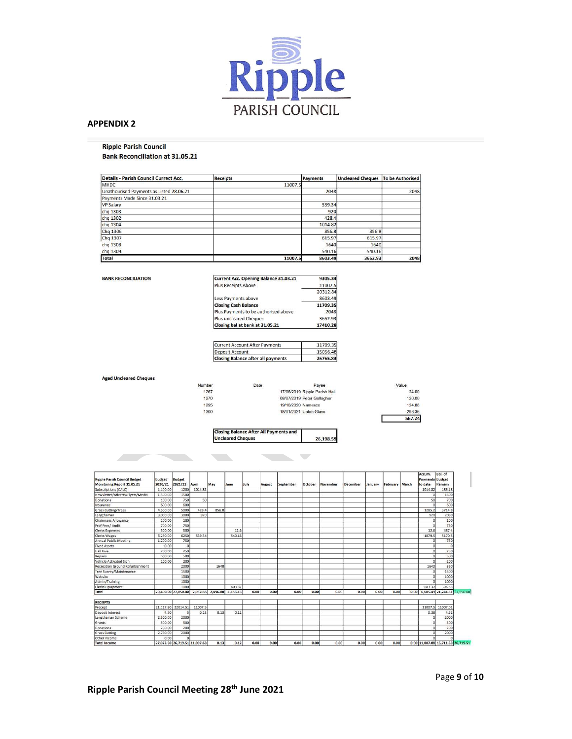**APPENDIX 2**

**Ripple Parish Council**

**Bank Reconciliation at 31.05.21**

| Details - Parish Council Currect Acc. | Receipts | Payments | Uncleared Cheques | To be Authorised |
|---|---|---|---|---|
| MHDC | 11007.5 | | | |
| Unathourised Payments as Listed 28.06.21 | | 2048 | | 2048 |
| Payments Made Since 31.03.21 | | | | |
| VP Salary | | 539.34 | | |
| chq 1303 | | 920 | | |
| chq 1302 | | 428.4 | | |
| chq 1304 | | 1014.82 | | |
| Chq 1306 | | 856.8 | 856.8 | |
| Chq 1307 | | 615.97 | 615.97 | |
| chq 1308 | | 1640 | 1640 | |
| chq 1309 | | 540.16 | 540.16 | |
| **Total** | 11007.5 | 8603.49 | 3652.93 | 2048 |

**BANK RECONCILIATION**

| | |
|---|---|
| **Current Acc. Opening Balance 31.03.21** | 9305.34 |
| Plus Receipts Above | 11007.5 |
| | 20312.84 |
| Less Payments above | 8603.49 |
| **Closing Cash Balance** | 11709.35 |
| Plus Payments to be authorised above | 2048 |
| Plus uncleared Cheques | 3652.93 |
| **Closing bal at bank at 31.05.21** | 17410.28 |

| | |
|---|---|
| Current Account After Payments | 11709.35 |
| Deposit Account | 15056.48 |
| **Closing Balance after all payments** | 26765.83 |

**Aged Uncleared Cheques**

| Number | Date | Payee | Value |
|---|---|---|---|
| 1267 | 17/06/2019 | Ripple Parish Hall | 24.00 |
| 1270 | 08/07/2019 | Peter Gallagher | 120.00 |
| 1295 | 19/10/2020 | Namesco | 124.88 |
| 1300 | 18/01/2021 | Upton Glass | 298.36 |
| | | | **567.24** |

| | |
|---|---|
| **Closing Balance After All Payments and Uncleared Cheques** | **26,198.59** |

| Ripple Parish Council Budget Monitoring Report 31.05.21 | Budget 2020/21 | Budget 2021/22 | April | May | June | July | August | September | October | November | December | January | February | March | Accum. Payments to date | Bal. of Budget Remain | |
|---|---|---|---|---|---|---|---|---|---|---|---|---|---|---|---|---|---|
| Subscriptions (CALC) | 1,100.00 | 1200 | 1014.82 | | | | | | | | | | | | 1014.82 | 185.18 | |
| Newsletter/Adverts/Flyers/Media | 1,500.00 | 1500 | | | | | | | | | | | | | 0 | 1500 | |
| Donations | 300.00 | 750 | 50 | | | | | | | | | | | | 50 | 700 | |
| Insurance | 600.00 | 600 | | | | | | | | | | | | | 0 | 600 | |
| Grass Cutting/Trees | 4,500.00 | 5000 | 428.4 | 856.8 | | | | | | | | | | | 1285.2 | 3714.8 | |
| Lengthsman | 3,000.00 | 3000 | 920 | | | | | | | | | | | | 920 | 2080 | |
| Chairmans Allowance | 100.00 | 100 | | | | | | | | | | | | | 0 | 100 | |
| Prof Fees/ Audit | 700.00 | 750 | | | | | | | | | | | | | 0 | 750 | |
| Clerks Expenses | 500.00 | 500 | | | 12.6 | | | | | | | | | | 12.6 | 487.4 | |
| Clerks Wages | 6,250.00 | 6250 | 539.34 | | 540.16 | | | | | | | | | | 1079.5 | 5170.5 | |
| Annual Public Meeting | 1,200.00 | 750 | | | | | | | | | | | | | 0 | 750 | |
| Fixed Assets | 0.00 | 0 | | | | | | | | | | | | | 0 | 0 | |
| Hall Hire | 250.00 | 250 | | | | | | | | | | | | | 0 | 250 | |
| Repairs | 500.00 | 500 | | | | | | | | | | | | | 0 | 500 | |
| Vehicle Activated Sign | 100.00 | 200 | | | | | | | | | | | | | 0 | 200 | |
| Recreation Ground Refurbishment | | 2000 | | 1640 | | | | | | | | | | | 1640 | 360 | |
| Tree Survey/Maintenance | | 1500 | | | | | | | | | | | | | 0 | 1500 | |
| Website | | 1000 | | | | | | | | | | | | | 0 | 1000 | |
| Admin/Training | | 1000 | | | | | | | | | | | | | 0 | 1000 | |
| Clerks Equipment | | 1000 | | | 603.37 | | | | | | | | | | 603.37 | 396.63 | |
| **Total** | 20,400.00 | 27,850.00 | 2,952.56 | 2,496.80 | 1,156.13 | 0.00 | 0.00 | 0.00 | 0.00 | 0.00 | 0.00 | 0.00 | 0.00 | 0.00 | 6,605.49 | 21,244.51 | 27,850.00 |
| **RECEIPTS** | | | | | | | | | | | | | | | | | |
| Precept | 21,117.80 | 22014.51 | 11007.5 | | | | | | | | | | | | 11007.5 | 11007.01 | |
| Deposit Interest | 4.50 | 5 | 0.13 | 0.13 | 0.12 | | | | | | | | | | 0.38 | 4.62 | |
| Lengthsman Scheme | 2,500.00 | 2000 | | | | | | | | | | | | | 0 | 2000 | |
| Grants | 500.00 | 500 | | | | | | | | | | | | | 0 | 500 | |
| Donations | 200.00 | 200 | | | | | | | | | | | | | 0 | 200 | |
| Grass Cutting | 2,750.00 | 2000 | | | | | | | | | | | | | 0 | 2000 | |
| Other income | 0.00 | 0 | | | | | | | | | | | | | 0 | 0 | |
| **Total Income** | 27,072.30 | 26,719.51 | 11,007.63 | 0.13 | 0.12 | 0.00 | 0.00 | 0.00 | 0.00 | 0.00 | 0.00 | 0.00 | 0.00 | 0.00 | 11,007.88 | 15,711.63 | 26,719.51 |

**Ripple Parish Council Meeting 28th June 2021**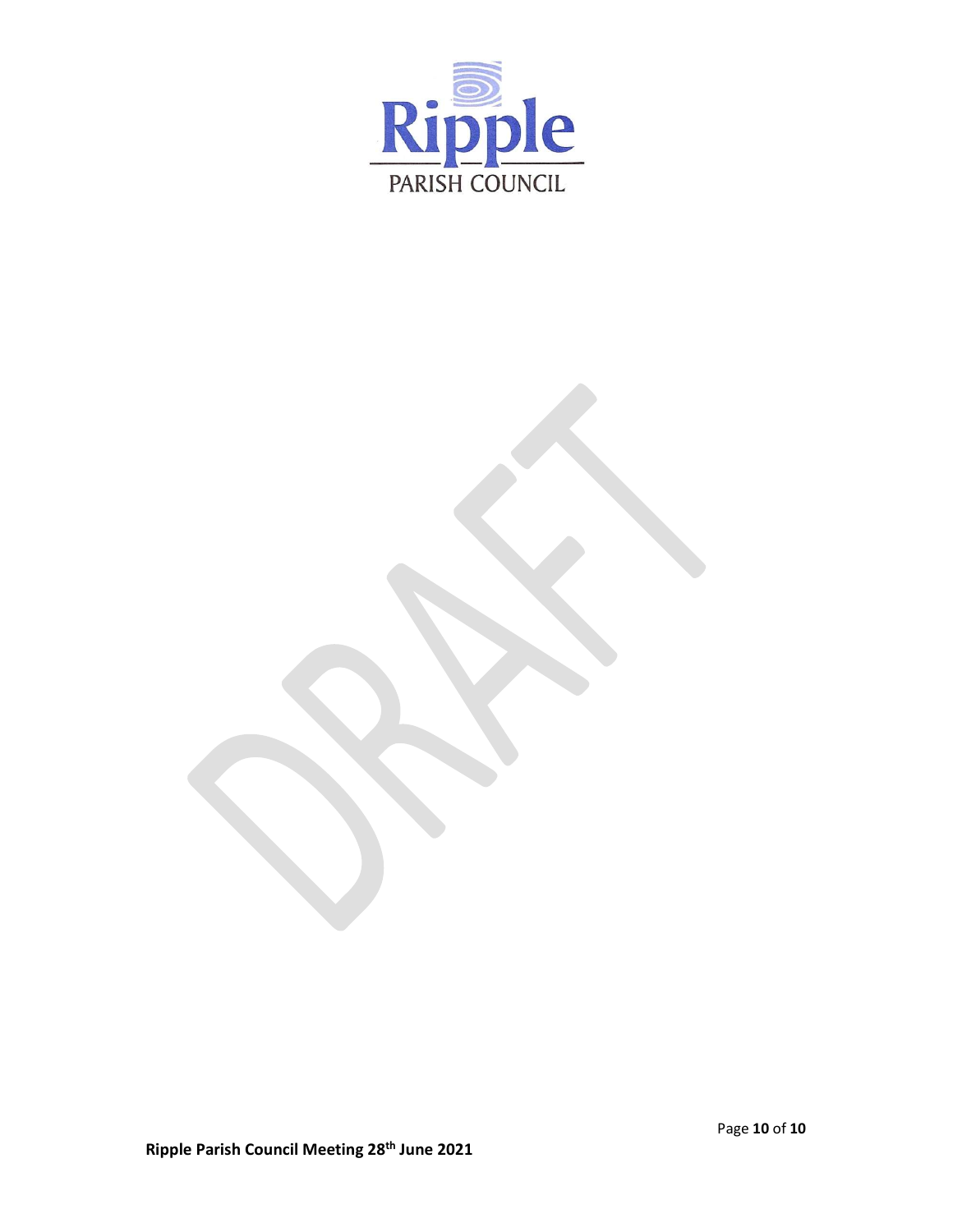Ripple

PARISH COUNCIL

DRAFT